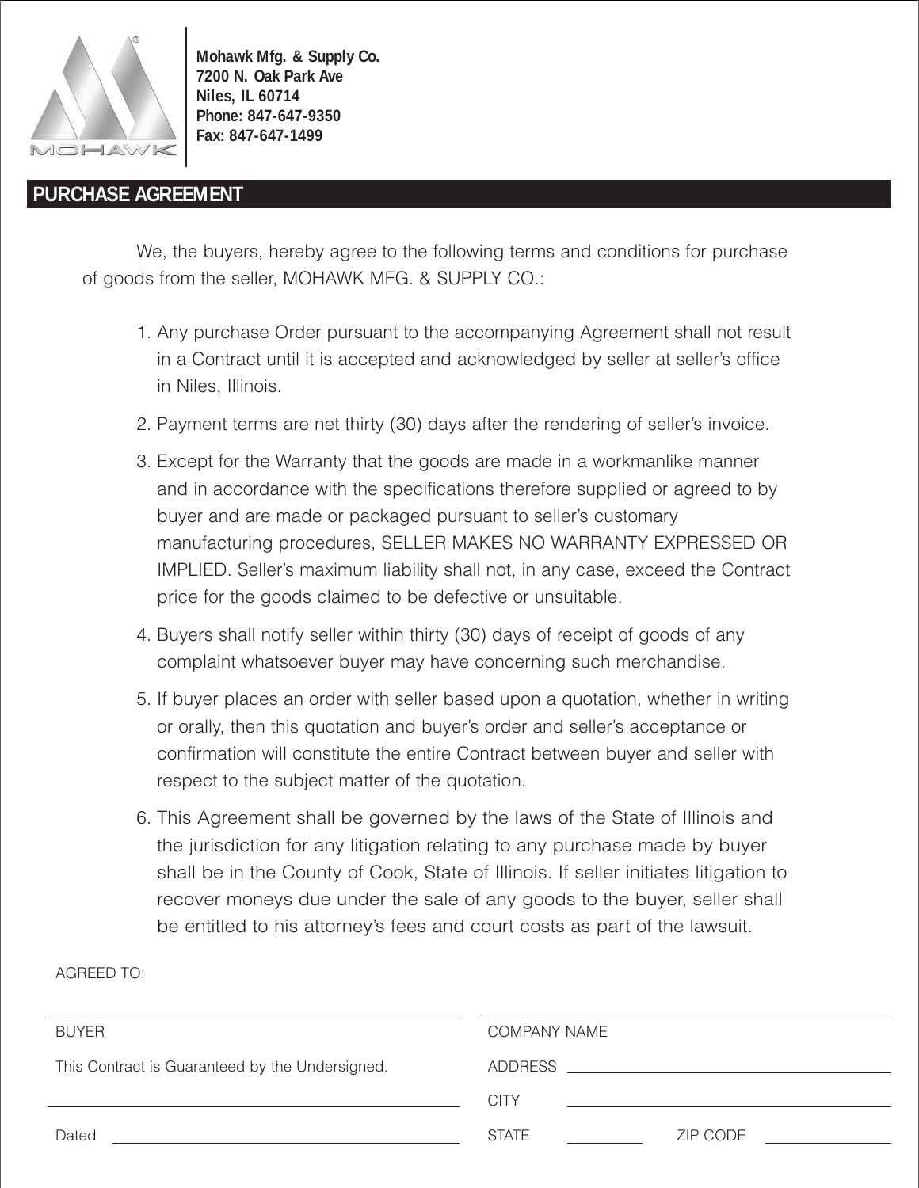**Mohawk Mfg. & Supply Co.**
**7200 N. Oak Park Ave**
**Niles, IL 60714**
**Phone: 847-647-9350**
**Fax: 847-647-1499**

## PURCHASE AGREEMENT

We, the buyers, hereby agree to the following terms and conditions for purchase of goods from the seller, MOHAWK MFG. & SUPPLY CO.:

1. Any purchase Order pursuant to the accompanying Agreement shall not result in a Contract until it is accepted and acknowledged by seller at seller's office in Niles, Illinois.
2. Payment terms are net thirty (30) days after the rendering of seller's invoice.
3. Except for the Warranty that the goods are made in a workmanlike manner and in accordance with the specifications therefore supplied or agreed to by buyer and are made or packaged pursuant to seller's customary manufacturing procedures, SELLER MAKES NO WARRANTY EXPRESSED OR IMPLIED. Seller's maximum liability shall not, in any case, exceed the Contract price for the goods claimed to be defective or unsuitable.
4. Buyers shall notify seller within thirty (30) days of receipt of goods of any complaint whatsoever buyer may have concerning such merchandise.
5. If buyer places an order with seller based upon a quotation, whether in writing or orally, then this quotation and buyer's order and seller's acceptance or confirmation will constitute the entire Contract between buyer and seller with respect to the subject matter of the quotation.
6. This Agreement shall be governed by the laws of the State of Illinois and the jurisdiction for any litigation relating to any purchase made by buyer shall be in the County of Cook, State of Illinois. If seller initiates litigation to recover moneys due under the sale of any goods to the buyer, seller shall be entitled to his attorney's fees and court costs as part of the lawsuit.

AGREED TO:

| | |
|---|---|
| ______________________________ | ______________________________ |
| BUYER | COMPANY NAME |
| This Contract is Guaranteed by the Undersigned. | ADDRESS ______________________________ |
| ______________________________ | CITY ______________________________ |
| Dated ______________________________ | STATE __________ ZIP CODE __________ |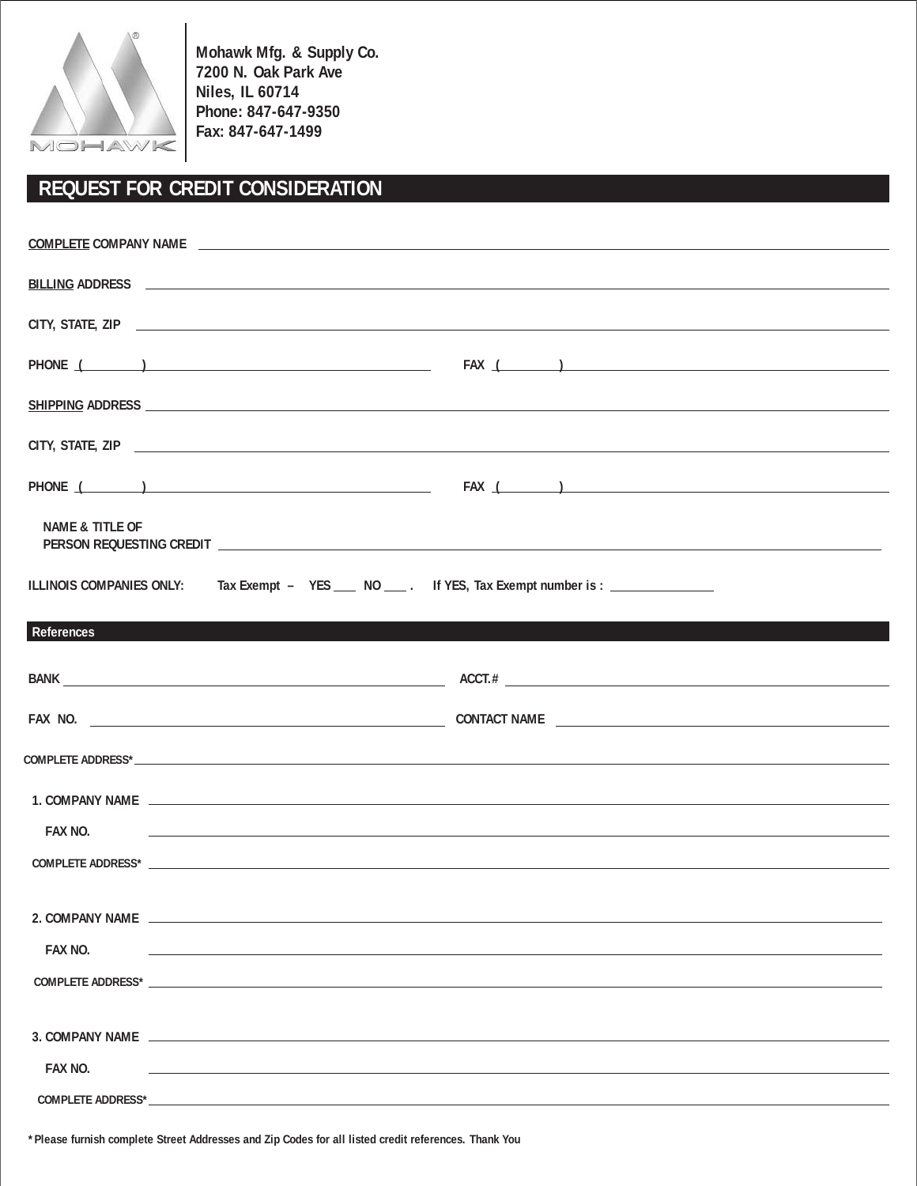Mohawk Mfg. & Supply Co.
7200 N. Oak Park Ave
Niles, IL 60714
Phone: 847-647-9350
Fax: 847-647-1499

## REQUEST FOR CREDIT CONSIDERATION

COMPLETE COMPANY NAME ______________________________

BILLING ADDRESS ______________________________

CITY, STATE, ZIP ______________________________

PHONE ( ) ______________________________ FAX ( ) ______________________________

SHIPPING ADDRESS ______________________________

CITY, STATE, ZIP ______________________________

PHONE ( ) ______________________________ FAX ( ) ______________________________

NAME & TITLE OF
PERSON REQUESTING CREDIT ______________________________

ILLINOIS COMPANIES ONLY: Tax Exempt – YES ___ NO ___ . If YES, Tax Exempt number is : ______________

### References

BANK ______________________________ ACCT.# ______________________________

FAX NO. ______________________________ CONTACT NAME ______________________________

COMPLETE ADDRESS* ______________________________

1. COMPANY NAME ______________________________

FAX NO. ______________________________

COMPLETE ADDRESS* ______________________________

2. COMPANY NAME ______________________________

FAX NO. ______________________________

COMPLETE ADDRESS* ______________________________

3. COMPANY NAME ______________________________

FAX NO. ______________________________

COMPLETE ADDRESS* ______________________________

*Please furnish complete Street Addresses and Zip Codes for all listed credit references. Thank You